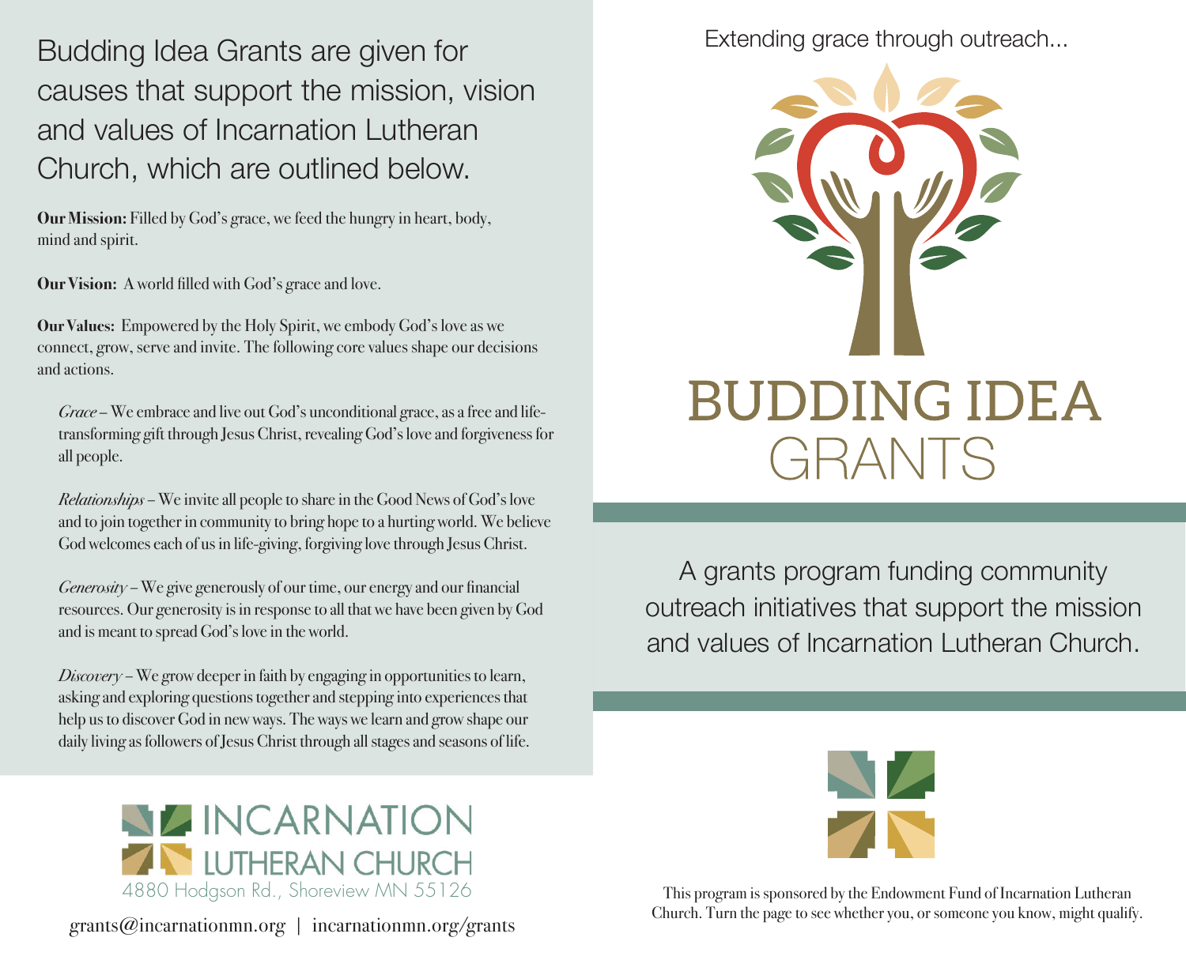Budding Idea Grants are given for causes that support the mission, vision and values of Incarnation Lutheran Church, which are outlined below.

**Our Mission:** Filled by God's grace, we feed the hungry in heart, body, mind and spirit.

**Our Vision:** A world filled with God's grace and love.

**Our Values:** Empowered by the Holy Spirit, we embody God's love as we connect, grow, serve and invite. The following core values shape our decisions and actions.

*Grace* – We embrace and live out God's unconditional grace, as a free and life-transforming gift through Jesus Christ, revealing God's love and forgiveness for all people.

*Relationships* – We invite all people to share in the Good News of God's love and to join together in community to bring hope to a hurting world. We believe God welcomes each of us in life-giving, forgiving love through Jesus Christ.

*Generosity* – We give generously of our time, our energy and our financial resources. Our generosity is in response to all that we have been given by God and is meant to spread God's love in the world.

*Discovery* – We grow deeper in faith by engaging in opportunities to learn, asking and exploring questions together and stepping into experiences that help us to discover God in new ways. The ways we learn and grow shape our daily living as followers of Jesus Christ through all stages and seasons of life.

INCARNATION LUTHERAN CHURCH
4880 Hodgson Rd., Shoreview MN 55126

grants@incarnationmn.org | incarnationmn.org/grants

Extending grace through outreach...

# BUDDING IDEA GRANTS

A grants program funding community outreach initiatives that support the mission and values of Incarnation Lutheran Church.

This program is sponsored by the Endowment Fund of Incarnation Lutheran Church. Turn the page to see whether you, or someone you know, might qualify.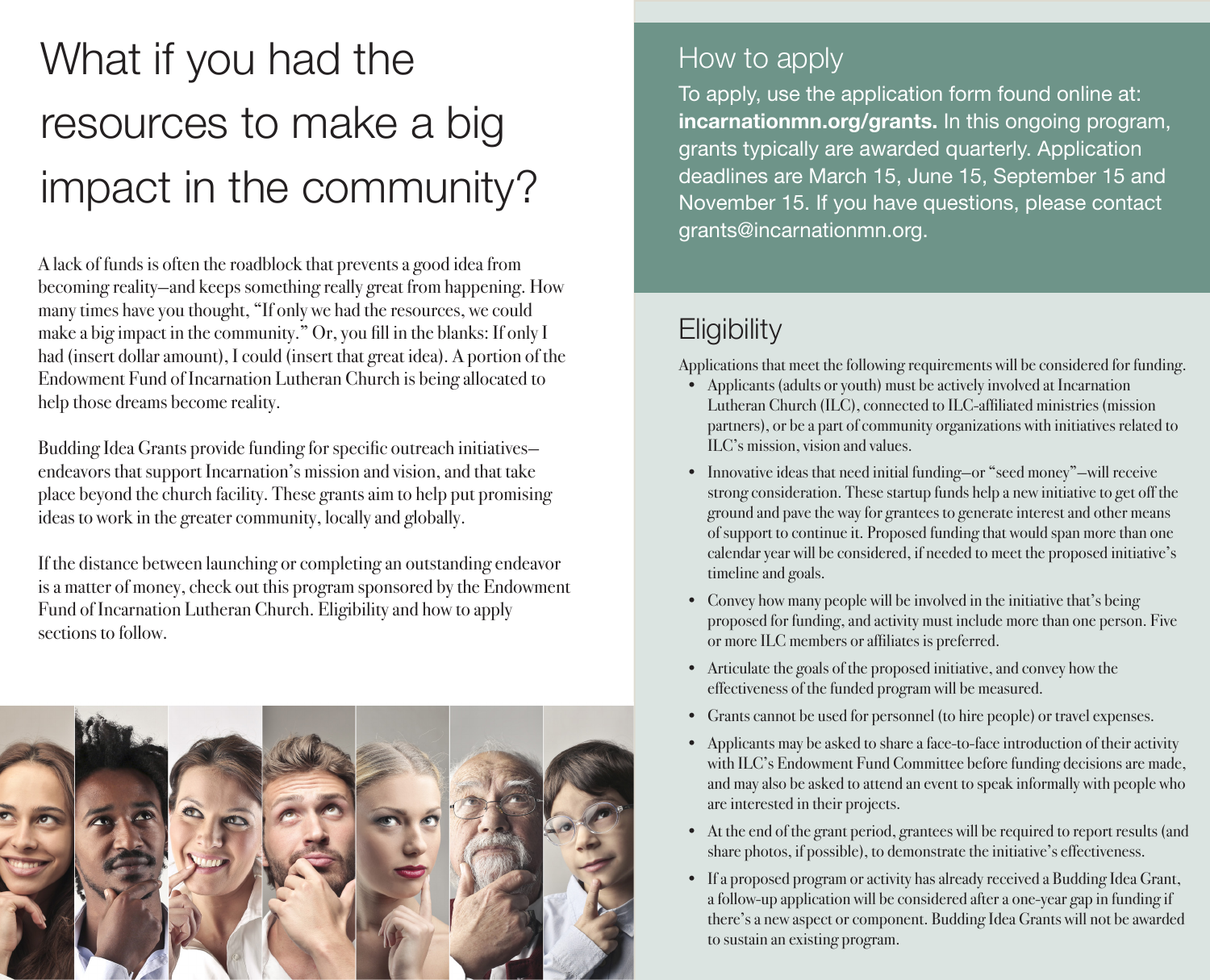# What if you had the resources to make a big impact in the community?

A lack of funds is often the roadblock that prevents a good idea from becoming reality—and keeps something really great from happening. How many times have you thought, "If only we had the resources, we could make a big impact in the community." Or, you fill in the blanks: If only I had (insert dollar amount), I could (insert that great idea). A portion of the Endowment Fund of Incarnation Lutheran Church is being allocated to help those dreams become reality.

Budding Idea Grants provide funding for specific outreach initiatives—endeavors that support Incarnation's mission and vision, and that take place beyond the church facility. These grants aim to help put promising ideas to work in the greater community, locally and globally.

If the distance between launching or completing an outstanding endeavor is a matter of money, check out this program sponsored by the Endowment Fund of Incarnation Lutheran Church. Eligibility and how to apply sections to follow.

## How to apply

To apply, use the application form found online at: **incarnationmn.org/grants.** In this ongoing program, grants typically are awarded quarterly. Application deadlines are March 15, June 15, September 15 and November 15. If you have questions, please contact grants@incarnationmn.org.

## Eligibility

Applications that meet the following requirements will be considered for funding.

- Applicants (adults or youth) must be actively involved at Incarnation Lutheran Church (ILC), connected to ILC-affiliated ministries (mission partners), or be a part of community organizations with initiatives related to ILC's mission, vision and values.
- Innovative ideas that need initial funding—or "seed money"—will receive strong consideration. These startup funds help a new initiative to get off the ground and pave the way for grantees to generate interest and other means of support to continue it. Proposed funding that would span more than one calendar year will be considered, if needed to meet the proposed initiative's timeline and goals.
- Convey how many people will be involved in the initiative that's being proposed for funding, and activity must include more than one person. Five or more ILC members or affiliates is preferred.
- Articulate the goals of the proposed initiative, and convey how the effectiveness of the funded program will be measured.
- Grants cannot be used for personnel (to hire people) or travel expenses.
- Applicants may be asked to share a face-to-face introduction of their activity with ILC's Endowment Fund Committee before funding decisions are made, and may also be asked to attend an event to speak informally with people who are interested in their projects.
- At the end of the grant period, grantees will be required to report results (and share photos, if possible), to demonstrate the initiative's effectiveness.
- If a proposed program or activity has already received a Budding Idea Grant, a follow-up application will be considered after a one-year gap in funding if there's a new aspect or component. Budding Idea Grants will not be awarded to sustain an existing program.